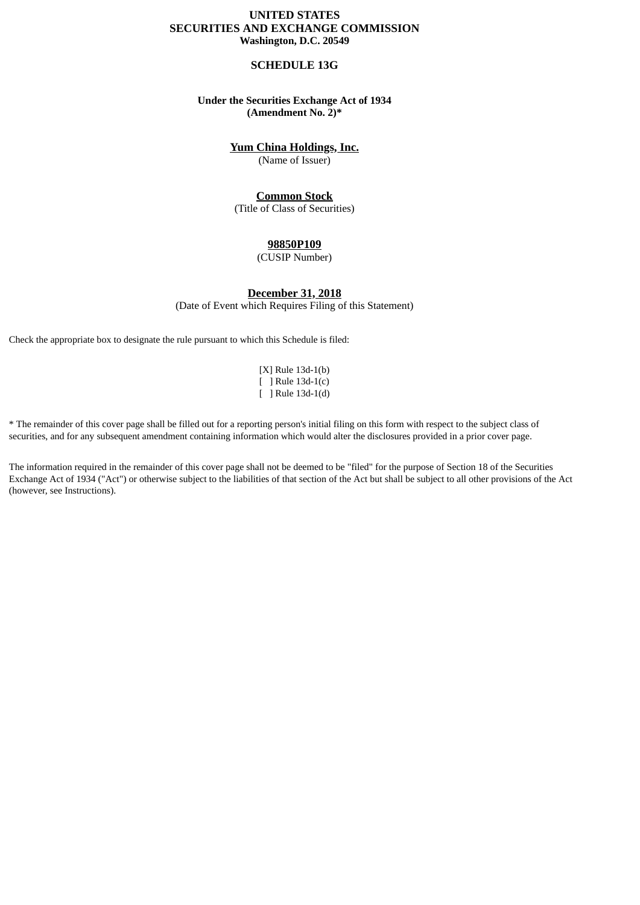**UNITED STATES**
**SECURITIES AND EXCHANGE COMMISSION**
**Washington, D.C. 20549**

# SCHEDULE 13G

**Under the Securities Exchange Act of 1934**
**(Amendment No. 2)***

**Yum China Holdings, Inc.**
(Name of Issuer)

**Common Stock**
(Title of Class of Securities)

**98850P109**
(CUSIP Number)

**December 31, 2018**
(Date of Event which Requires Filing of this Statement)

Check the appropriate box to designate the rule pursuant to which this Schedule is filed:

[X] Rule 13d-1(b)
[ ] Rule 13d-1(c)
[ ] Rule 13d-1(d)

* The remainder of this cover page shall be filled out for a reporting person's initial filing on this form with respect to the subject class of securities, and for any subsequent amendment containing information which would alter the disclosures provided in a prior cover page.

The information required in the remainder of this cover page shall not be deemed to be "filed" for the purpose of Section 18 of the Securities Exchange Act of 1934 ("Act") or otherwise subject to the liabilities of that section of the Act but shall be subject to all other provisions of the Act (however, see Instructions).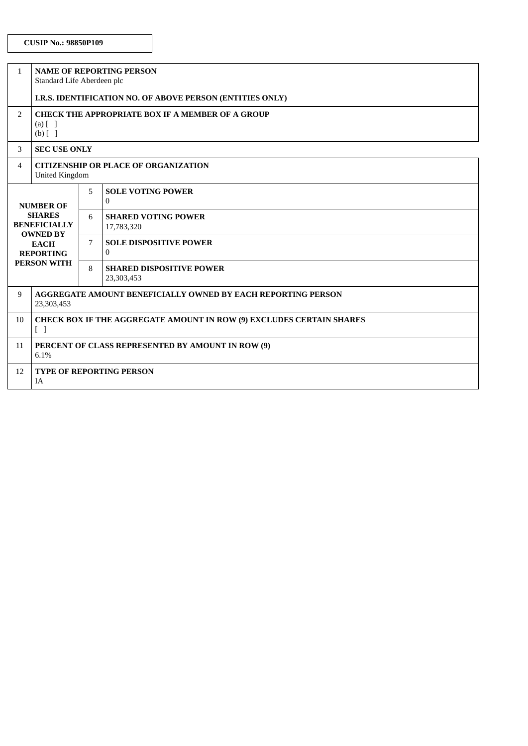**CUSIP No.: 98850P109**

| | | | |
|---|---|---|---|
| 1 | **NAME OF REPORTING PERSON**<br>Standard Life Aberdeen plc<br><br>**I.R.S. IDENTIFICATION NO. OF ABOVE PERSON (ENTITIES ONLY)** | | |
| 2 | **CHECK THE APPROPRIATE BOX IF A MEMBER OF A GROUP**<br>(a) [ ]<br>(b) [ ] | | |
| 3 | **SEC USE ONLY** | | |
| 4 | **CITIZENSHIP OR PLACE OF ORGANIZATION**<br>United Kingdom | | |
| **NUMBER OF SHARES BENEFICIALLY OWNED BY EACH REPORTING PERSON WITH** | | 5 | **SOLE VOTING POWER**<br>0 |
| | | 6 | **SHARED VOTING POWER**<br>17,783,320 |
| | | 7 | **SOLE DISPOSITIVE POWER**<br>0 |
| | | 8 | **SHARED DISPOSITIVE POWER**<br>23,303,453 |
| 9 | **AGGREGATE AMOUNT BENEFICIALLY OWNED BY EACH REPORTING PERSON**<br>23,303,453 | | |
| 10 | **CHECK BOX IF THE AGGREGATE AMOUNT IN ROW (9) EXCLUDES CERTAIN SHARES**<br>[ ] | | |
| 11 | **PERCENT OF CLASS REPRESENTED BY AMOUNT IN ROW (9)**<br>6.1% | | |
| 12 | **TYPE OF REPORTING PERSON**<br>IA | | |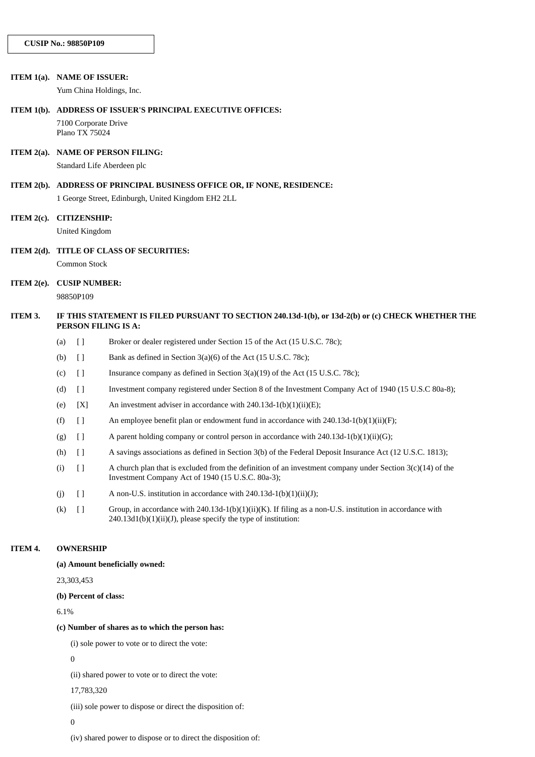**CUSIP No.: 98850P109**

**ITEM 1(a). NAME OF ISSUER:**

Yum China Holdings, Inc.

**ITEM 1(b). ADDRESS OF ISSUER'S PRINCIPAL EXECUTIVE OFFICES:**

7100 Corporate Drive
Plano TX 75024

**ITEM 2(a). NAME OF PERSON FILING:**

Standard Life Aberdeen plc

**ITEM 2(b). ADDRESS OF PRINCIPAL BUSINESS OFFICE OR, IF NONE, RESIDENCE:**

1 George Street, Edinburgh, United Kingdom EH2 2LL

**ITEM 2(c). CITIZENSHIP:**

United Kingdom

**ITEM 2(d). TITLE OF CLASS OF SECURITIES:**

Common Stock

**ITEM 2(e). CUSIP NUMBER:**

98850P109

**ITEM 3. IF THIS STATEMENT IS FILED PURSUANT TO SECTION 240.13d-1(b), or 13d-2(b) or (c) CHECK WHETHER THE PERSON FILING IS A:**

(a) [ ] Broker or dealer registered under Section 15 of the Act (15 U.S.C. 78c);

(b) [ ] Bank as defined in Section 3(a)(6) of the Act (15 U.S.C. 78c);

(c) [ ] Insurance company as defined in Section 3(a)(19) of the Act (15 U.S.C. 78c);

(d) [ ] Investment company registered under Section 8 of the Investment Company Act of 1940 (15 U.S.C 80a-8);

(e) [X] An investment adviser in accordance with 240.13d-1(b)(1)(ii)(E);

(f) [ ] An employee benefit plan or endowment fund in accordance with 240.13d-1(b)(1)(ii)(F);

(g) [ ] A parent holding company or control person in accordance with 240.13d-1(b)(1)(ii)(G);

(h) [ ] A savings associations as defined in Section 3(b) of the Federal Deposit Insurance Act (12 U.S.C. 1813);

(i) [ ] A church plan that is excluded from the definition of an investment company under Section 3(c)(14) of the Investment Company Act of 1940 (15 U.S.C. 80a-3);

(j) [ ] A non-U.S. institution in accordance with 240.13d-1(b)(1)(ii)(J);

(k) [ ] Group, in accordance with 240.13d-1(b)(1)(ii)(K). If filing as a non-U.S. institution in accordance with 240.13d1(b)(1)(ii)(J), please specify the type of institution:

**ITEM 4. OWNERSHIP**

**(a) Amount beneficially owned:**

23,303,453

**(b) Percent of class:**

6.1%

**(c) Number of shares as to which the person has:**

(i) sole power to vote or to direct the vote:

0

(ii) shared power to vote or to direct the vote:

17,783,320

(iii) sole power to dispose or direct the disposition of:

0

(iv) shared power to dispose or to direct the disposition of: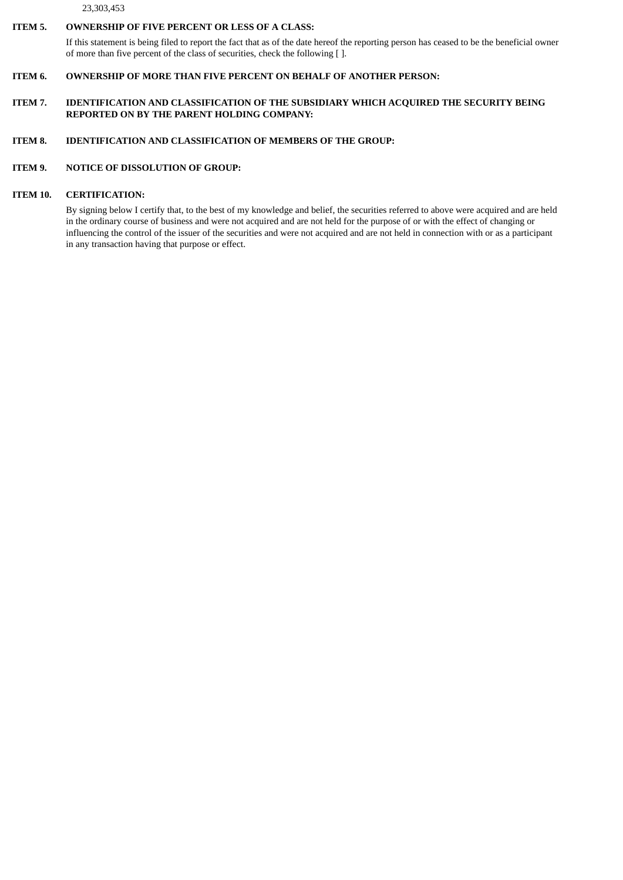23,303,453

**ITEM 5. OWNERSHIP OF FIVE PERCENT OR LESS OF A CLASS:**

If this statement is being filed to report the fact that as of the date hereof the reporting person has ceased to be the beneficial owner of more than five percent of the class of securities, check the following [ ].

**ITEM 6. OWNERSHIP OF MORE THAN FIVE PERCENT ON BEHALF OF ANOTHER PERSON:**

**ITEM 7. IDENTIFICATION AND CLASSIFICATION OF THE SUBSIDIARY WHICH ACQUIRED THE SECURITY BEING REPORTED ON BY THE PARENT HOLDING COMPANY:**

**ITEM 8. IDENTIFICATION AND CLASSIFICATION OF MEMBERS OF THE GROUP:**

**ITEM 9. NOTICE OF DISSOLUTION OF GROUP:**

**ITEM 10. CERTIFICATION:**

By signing below I certify that, to the best of my knowledge and belief, the securities referred to above were acquired and are held in the ordinary course of business and were not acquired and are not held for the purpose of or with the effect of changing or influencing the control of the issuer of the securities and were not acquired and are not held in connection with or as a participant in any transaction having that purpose or effect.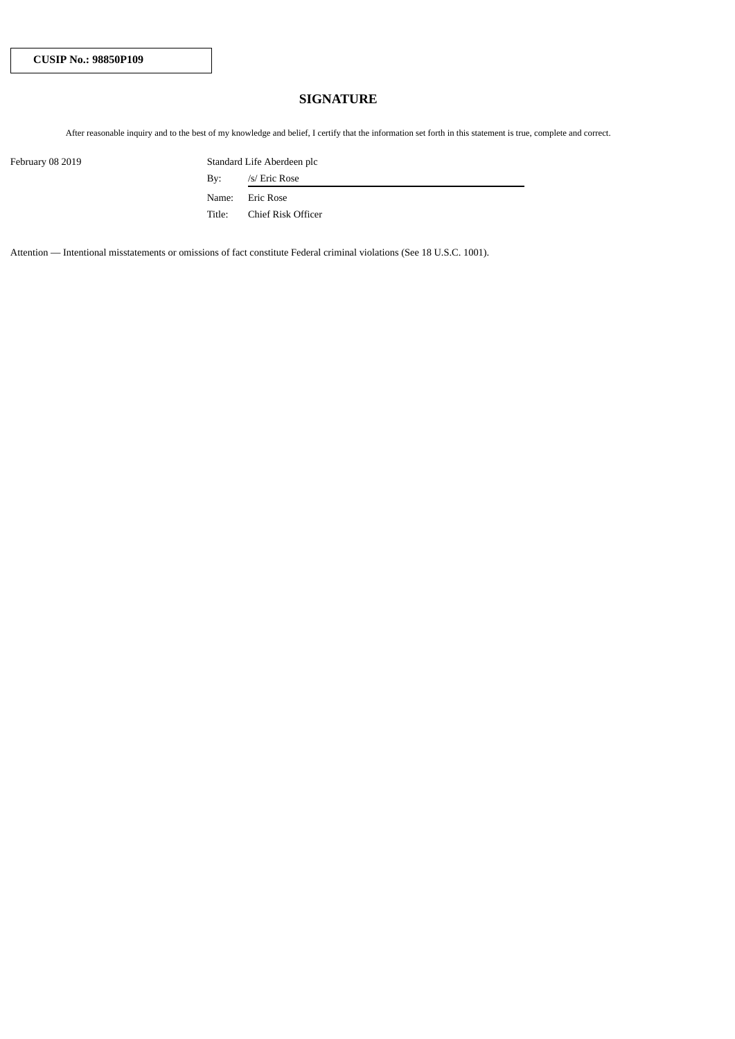**CUSIP No.: 98850P109**

## SIGNATURE

After reasonable inquiry and to the best of my knowledge and belief, I certify that the information set forth in this statement is true, complete and correct.

| | | |
|---|---|---|
| February 08 2019 | Standard Life Aberdeen plc | |
| | By: | /s/ Eric Rose |
| | Name: | Eric Rose |
| | Title: | Chief Risk Officer |

Attention — Intentional misstatements or omissions of fact constitute Federal criminal violations (See 18 U.S.C. 1001).